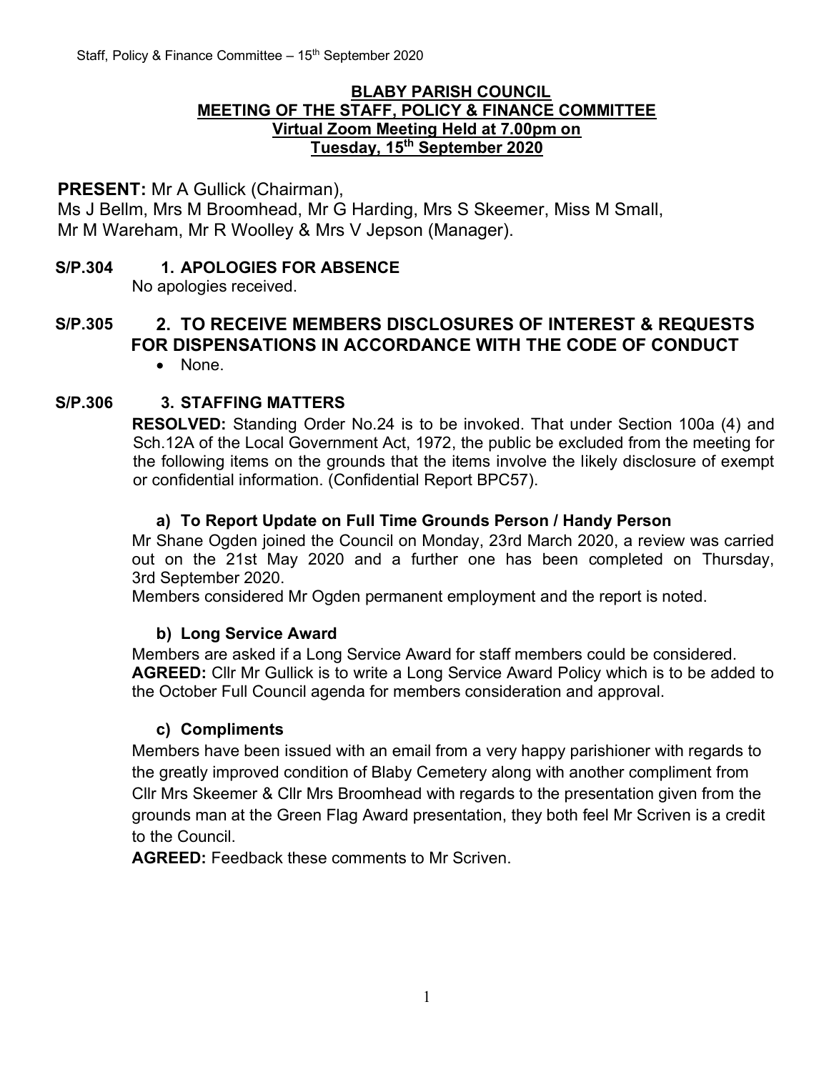# BLABY PARISH COUNCIL
## MEETING OF THE STAFF, POLICY & FINANCE COMMITTEE
### Virtual Zoom Meeting Held at 7.00pm on Tuesday, 15th September 2020

**PRESENT:** Mr A Gullick (Chairman),
Ms J Bellm, Mrs M Broomhead, Mr G Harding, Mrs S Skeemer, Miss M Small, Mr M Wareham, Mr R Woolley & Mrs V Jepson (Manager).

**S/P.304 1. APOLOGIES FOR ABSENCE**

No apologies received.

**S/P.305 2. TO RECEIVE MEMBERS DISCLOSURES OF INTEREST & REQUESTS FOR DISPENSATIONS IN ACCORDANCE WITH THE CODE OF CONDUCT**

- None.

**S/P.306 3. STAFFING MATTERS**

**RESOLVED:** Standing Order No.24 is to be invoked. That under Section 100a (4) and Sch.12A of the Local Government Act, 1972, the public be excluded from the meeting for the following items on the grounds that the items involve the likely disclosure of exempt or confidential information. (Confidential Report BPC57).

**a) To Report Update on Full Time Grounds Person / Handy Person**

Mr Shane Ogden joined the Council on Monday, 23rd March 2020, a review was carried out on the 21st May 2020 and a further one has been completed on Thursday, 3rd September 2020.
Members considered Mr Ogden permanent employment and the report is noted.

**b) Long Service Award**

Members are asked if a Long Service Award for staff members could be considered.
**AGREED:** Cllr Mr Gullick is to write a Long Service Award Policy which is to be added to the October Full Council agenda for members consideration and approval.

**c) Compliments**

Members have been issued with an email from a very happy parishioner with regards to the greatly improved condition of Blaby Cemetery along with another compliment from Cllr Mrs Skeemer & Cllr Mrs Broomhead with regards to the presentation given from the grounds man at the Green Flag Award presentation, they both feel Mr Scriven is a credit to the Council.
**AGREED:** Feedback these comments to Mr Scriven.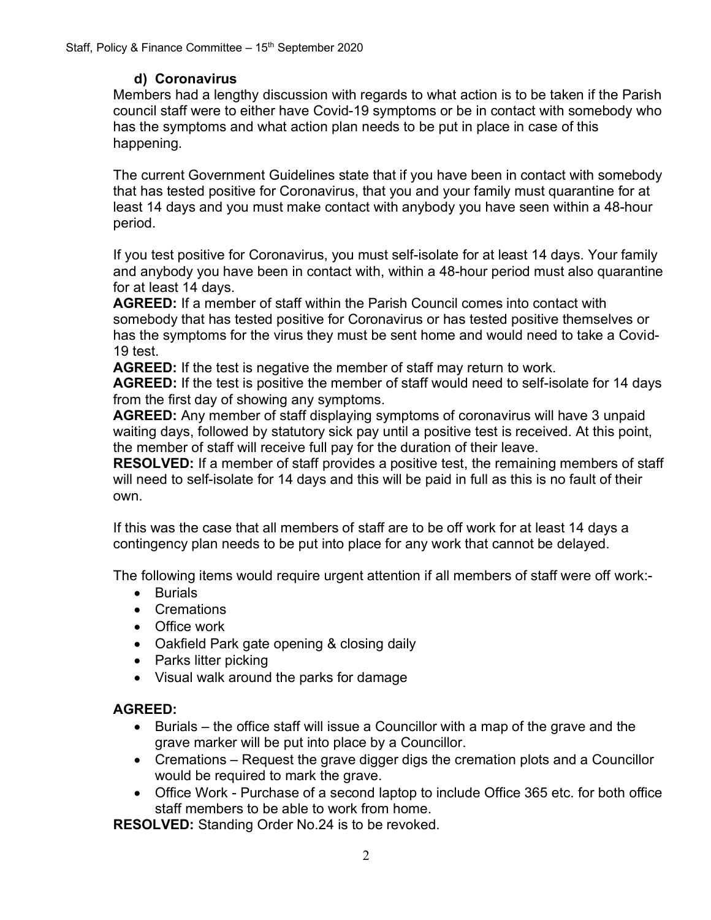### d) Coronavirus

Members had a lengthy discussion with regards to what action is to be taken if the Parish council staff were to either have Covid-19 symptoms or be in contact with somebody who has the symptoms and what action plan needs to be put in place in case of this happening.

The current Government Guidelines state that if you have been in contact with somebody that has tested positive for Coronavirus, that you and your family must quarantine for at least 14 days and you must make contact with anybody you have seen within a 48-hour period.

If you test positive for Coronavirus, you must self-isolate for at least 14 days. Your family and anybody you have been in contact with, within a 48-hour period must also quarantine for at least 14 days.

**AGREED:** If a member of staff within the Parish Council comes into contact with somebody that has tested positive for Coronavirus or has tested positive themselves or has the symptoms for the virus they must be sent home and would need to take a Covid-19 test.

**AGREED:** If the test is negative the member of staff may return to work.

**AGREED:** If the test is positive the member of staff would need to self-isolate for 14 days from the first day of showing any symptoms.

**AGREED:** Any member of staff displaying symptoms of coronavirus will have 3 unpaid waiting days, followed by statutory sick pay until a positive test is received. At this point, the member of staff will receive full pay for the duration of their leave.

**RESOLVED:** If a member of staff provides a positive test, the remaining members of staff will need to self-isolate for 14 days and this will be paid in full as this is no fault of their own.

If this was the case that all members of staff are to be off work for at least 14 days a contingency plan needs to be put into place for any work that cannot be delayed.

The following items would require urgent attention if all members of staff were off work:-

- Burials
- Cremations
- Office work
- Oakfield Park gate opening & closing daily
- Parks litter picking
- Visual walk around the parks for damage

**AGREED:**

- Burials – the office staff will issue a Councillor with a map of the grave and the grave marker will be put into place by a Councillor.
- Cremations – Request the grave digger digs the cremation plots and a Councillor would be required to mark the grave.
- Office Work - Purchase of a second laptop to include Office 365 etc. for both office staff members to be able to work from home.

**RESOLVED:** Standing Order No.24 is to be revoked.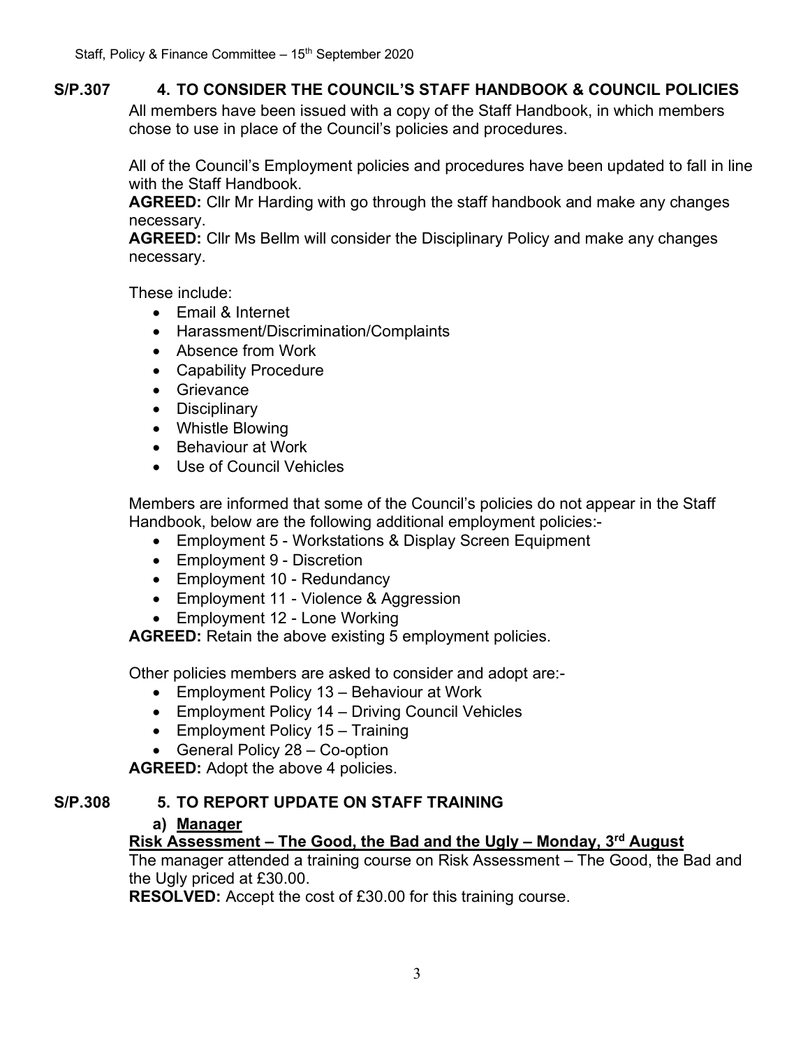**S/P.307 4. TO CONSIDER THE COUNCIL'S STAFF HANDBOOK & COUNCIL POLICIES**

All members have been issued with a copy of the Staff Handbook, in which members chose to use in place of the Council's policies and procedures.

All of the Council's Employment policies and procedures have been updated to fall in line with the Staff Handbook.

**AGREED:** Cllr Mr Harding with go through the staff handbook and make any changes necessary.

**AGREED:** Cllr Ms Bellm will consider the Disciplinary Policy and make any changes necessary.

These include:

- Email & Internet
- Harassment/Discrimination/Complaints
- Absence from Work
- Capability Procedure
- Grievance
- Disciplinary
- Whistle Blowing
- Behaviour at Work
- Use of Council Vehicles

Members are informed that some of the Council's policies do not appear in the Staff Handbook, below are the following additional employment policies:-

- Employment 5 - Workstations & Display Screen Equipment
- Employment 9 - Discretion
- Employment 10 - Redundancy
- Employment 11 - Violence & Aggression
- Employment 12 - Lone Working

**AGREED:** Retain the above existing 5 employment policies.

Other policies members are asked to consider and adopt are:-

- Employment Policy 13 – Behaviour at Work
- Employment Policy 14 – Driving Council Vehicles
- Employment Policy 15 – Training
- General Policy 28 – Co-option

**AGREED:** Adopt the above 4 policies.

**S/P.308 5. TO REPORT UPDATE ON STAFF TRAINING**

**a) Manager**

**Risk Assessment – The Good, the Bad and the Ugly – Monday, 3rd August**

The manager attended a training course on Risk Assessment – The Good, the Bad and the Ugly priced at £30.00.

**RESOLVED:** Accept the cost of £30.00 for this training course.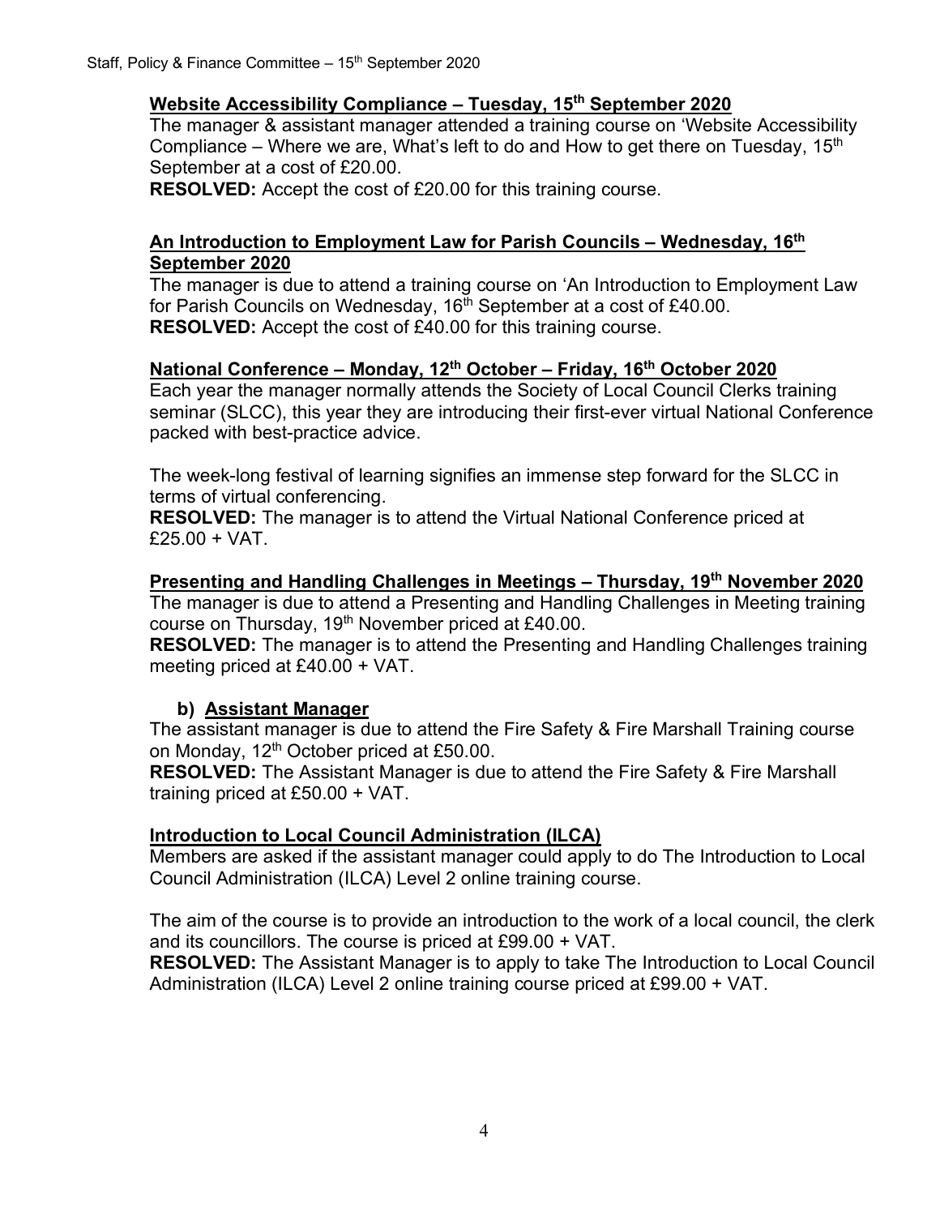## Website Accessibility Compliance – Tuesday, 15th September 2020

The manager & assistant manager attended a training course on 'Website Accessibility Compliance – Where we are, What's left to do and How to get there on Tuesday, 15th September at a cost of £20.00.

**RESOLVED:** Accept the cost of £20.00 for this training course.

## An Introduction to Employment Law for Parish Councils – Wednesday, 16th September 2020

The manager is due to attend a training course on 'An Introduction to Employment Law for Parish Councils on Wednesday, 16th September at a cost of £40.00.

**RESOLVED:** Accept the cost of £40.00 for this training course.

## National Conference – Monday, 12th October – Friday, 16th October 2020

Each year the manager normally attends the Society of Local Council Clerks training seminar (SLCC), this year they are introducing their first-ever virtual National Conference packed with best-practice advice.

The week-long festival of learning signifies an immense step forward for the SLCC in terms of virtual conferencing.

**RESOLVED:** The manager is to attend the Virtual National Conference priced at £25.00 + VAT.

## Presenting and Handling Challenges in Meetings – Thursday, 19th November 2020

The manager is due to attend a Presenting and Handling Challenges in Meeting training course on Thursday, 19th November priced at £40.00.

**RESOLVED:** The manager is to attend the Presenting and Handling Challenges training meeting priced at £40.00 + VAT.

### b) Assistant Manager

The assistant manager is due to attend the Fire Safety & Fire Marshall Training course on Monday, 12th October priced at £50.00.

**RESOLVED:** The Assistant Manager is due to attend the Fire Safety & Fire Marshall training priced at £50.00 + VAT.

## Introduction to Local Council Administration (ILCA)

Members are asked if the assistant manager could apply to do The Introduction to Local Council Administration (ILCA) Level 2 online training course.

The aim of the course is to provide an introduction to the work of a local council, the clerk and its councillors. The course is priced at £99.00 + VAT.

**RESOLVED:** The Assistant Manager is to apply to take The Introduction to Local Council Administration (ILCA) Level 2 online training course priced at £99.00 + VAT.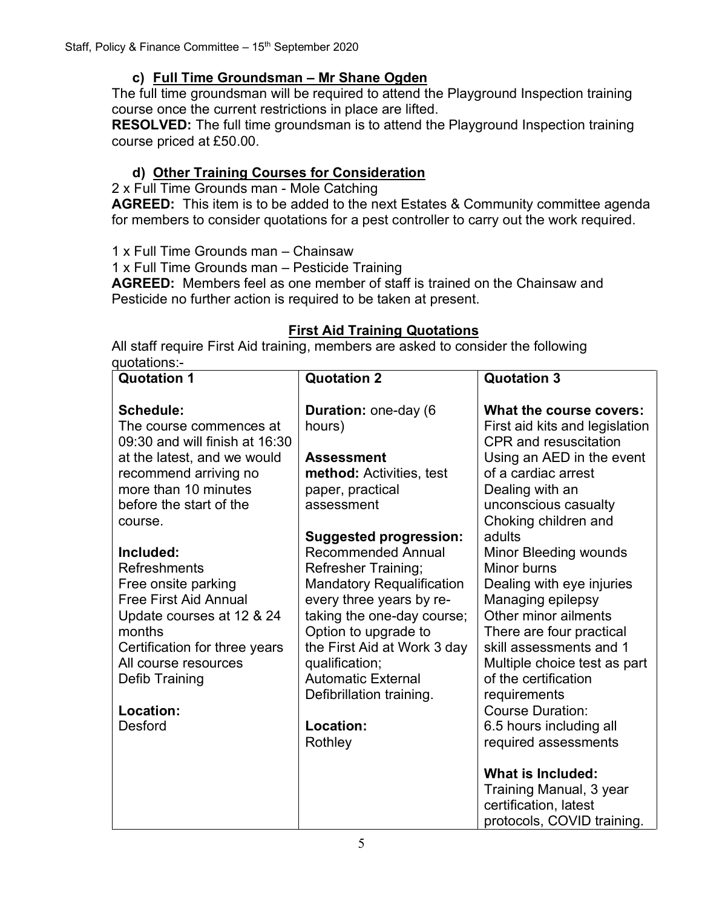### c) Full Time Groundsman – Mr Shane Ogden

The full time groundsman will be required to attend the Playground Inspection training course once the current restrictions in place are lifted.

**RESOLVED:** The full time groundsman is to attend the Playground Inspection training course priced at £50.00.

### d) Other Training Courses for Consideration

2 x Full Time Grounds man - Mole Catching

**AGREED:** This item is to be added to the next Estates & Community committee agenda for members to consider quotations for a pest controller to carry out the work required.

1 x Full Time Grounds man – Chainsaw
1 x Full Time Grounds man – Pesticide Training

**AGREED:** Members feel as one member of staff is trained on the Chainsaw and Pesticide no further action is required to be taken at present.

## First Aid Training Quotations

All staff require First Aid training, members are asked to consider the following quotations:-

| Quotation 1 | Quotation 2 | Quotation 3 |
|---|---|---|
| **Schedule:**<br>The course commences at 09:30 and will finish at 16:30 at the latest, and we would recommend arriving no more than 10 minutes before the start of the course.<br><br>**Included:**<br>Refreshments<br>Free onsite parking<br>Free First Aid Annual Update courses at 12 & 24 months<br>Certification for three years<br>All course resources<br>Defib Training<br><br>**Location:**<br>Desford | **Duration:** one-day (6 hours)<br><br>**Assessment method:** Activities, test paper, practical assessment<br><br>**Suggested progression:**<br>Recommended Annual Refresher Training;<br>Mandatory Requalification every three years by re-taking the one-day course;<br>Option to upgrade to the First Aid at Work 3 day qualification;<br>Automatic External Defibrillation training.<br><br>**Location:**<br>Rothley | **What the course covers:**<br>First aid kits and legislation<br>CPR and resuscitation<br>Using an AED in the event of a cardiac arrest<br>Dealing with an unconscious casualty<br>Choking children and adults<br>Minor Bleeding wounds<br>Minor burns<br>Dealing with eye injuries<br>Managing epilepsy<br>Other minor ailments<br>There are four practical skill assessments and 1 Multiple choice test as part of the certification requirements<br>Course Duration:<br>6.5 hours including all required assessments<br><br>**What is Included:**<br>Training Manual, 3 year certification, latest protocols, COVID training. |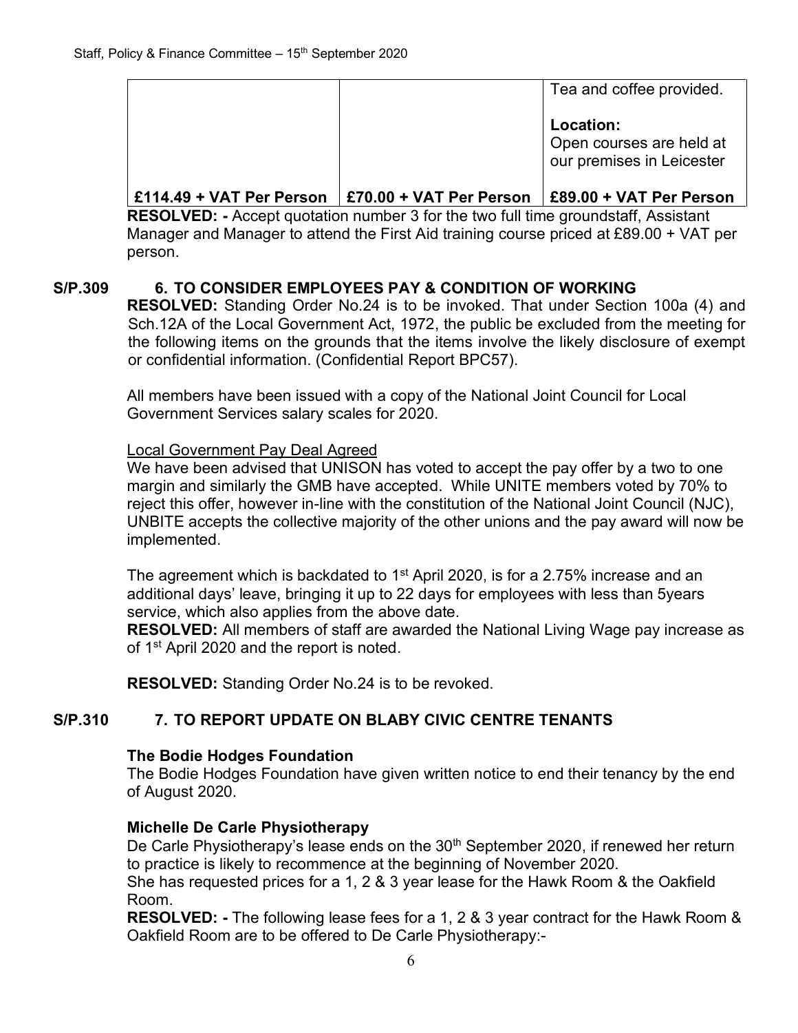|  |  | Tea and coffee provided.<br><br>**Location:**<br>Open courses are held at our premises in Leicester |
| --- | --- | --- |
| **£114.49 + VAT Per Person** | **£70.00 + VAT Per Person** | **£89.00 + VAT Per Person** |

**RESOLVED: -** Accept quotation number 3 for the two full time groundstaff, Assistant Manager and Manager to attend the First Aid training course priced at £89.00 + VAT per person.

## S/P.309 6. TO CONSIDER EMPLOYEES PAY & CONDITION OF WORKING

**RESOLVED:** Standing Order No.24 is to be invoked. That under Section 100a (4) and Sch.12A of the Local Government Act, 1972, the public be excluded from the meeting for the following items on the grounds that the items involve the likely disclosure of exempt or confidential information. (Confidential Report BPC57).

All members have been issued with a copy of the National Joint Council for Local Government Services salary scales for 2020.

Local Government Pay Deal Agreed

We have been advised that UNISON has voted to accept the pay offer by a two to one margin and similarly the GMB have accepted. While UNITE members voted by 70% to reject this offer, however in-line with the constitution of the National Joint Council (NJC), UNBITE accepts the collective majority of the other unions and the pay award will now be implemented.

The agreement which is backdated to 1st April 2020, is for a 2.75% increase and an additional days' leave, bringing it up to 22 days for employees with less than 5years service, which also applies from the above date.

**RESOLVED:** All members of staff are awarded the National Living Wage pay increase as of 1st April 2020 and the report is noted.

**RESOLVED:** Standing Order No.24 is to be revoked.

## S/P.310 7. TO REPORT UPDATE ON BLABY CIVIC CENTRE TENANTS

**The Bodie Hodges Foundation**

The Bodie Hodges Foundation have given written notice to end their tenancy by the end of August 2020.

**Michelle De Carle Physiotherapy**

De Carle Physiotherapy's lease ends on the 30th September 2020, if renewed her return to practice is likely to recommence at the beginning of November 2020.

She has requested prices for a 1, 2 & 3 year lease for the Hawk Room & the Oakfield Room.

**RESOLVED: -** The following lease fees for a 1, 2 & 3 year contract for the Hawk Room & Oakfield Room are to be offered to De Carle Physiotherapy:-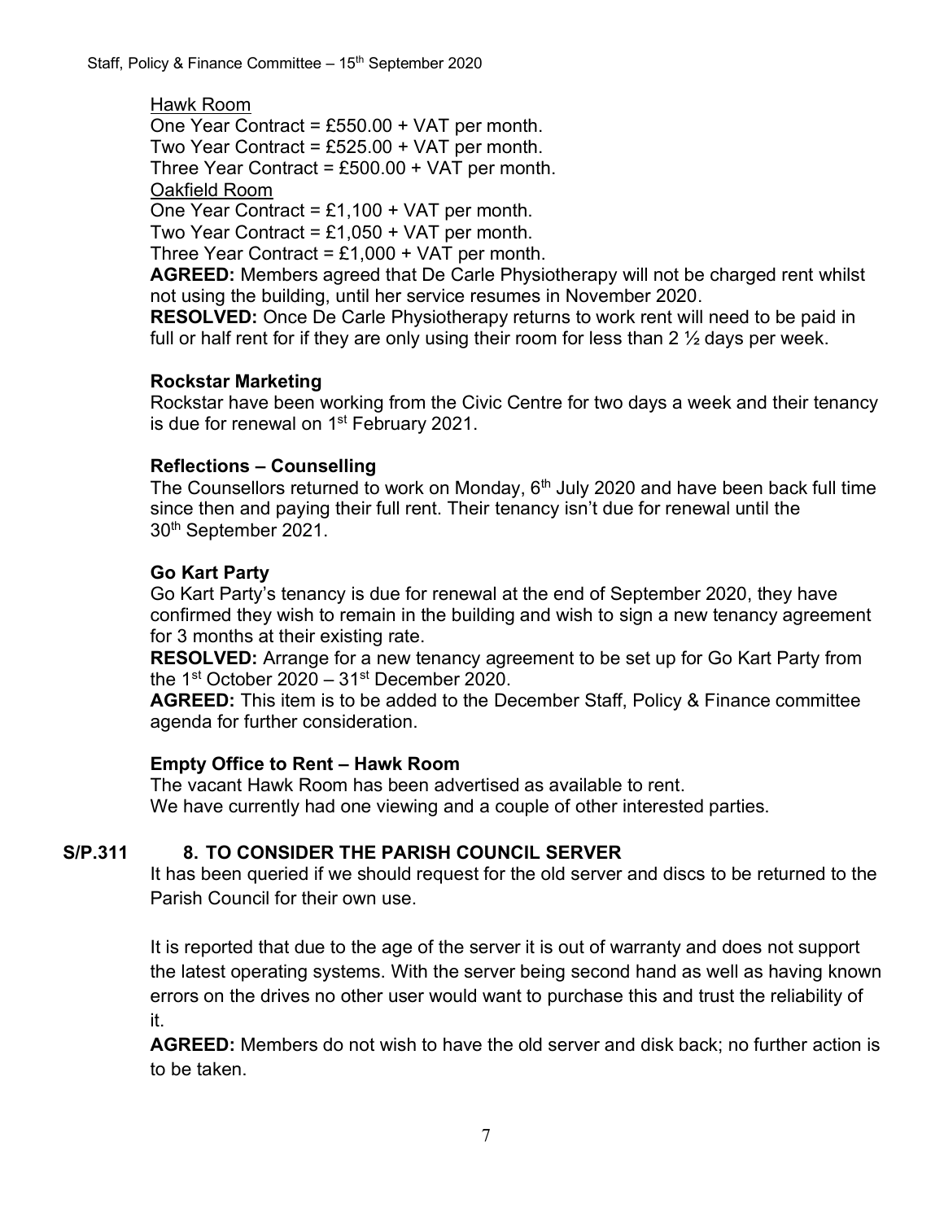Hawk Room

One Year Contract = £550.00 + VAT per month.
Two Year Contract = £525.00 + VAT per month.
Three Year Contract = £500.00 + VAT per month.

Oakfield Room

One Year Contract = £1,100 + VAT per month.
Two Year Contract = £1,050 + VAT per month.
Three Year Contract = £1,000 + VAT per month.

**AGREED:** Members agreed that De Carle Physiotherapy will not be charged rent whilst not using the building, until her service resumes in November 2020.

**RESOLVED:** Once De Carle Physiotherapy returns to work rent will need to be paid in full or half rent for if they are only using their room for less than 2 ½ days per week.

**Rockstar Marketing**

Rockstar have been working from the Civic Centre for two days a week and their tenancy is due for renewal on 1st February 2021.

**Reflections – Counselling**

The Counsellors returned to work on Monday, 6th July 2020 and have been back full time since then and paying their full rent. Their tenancy isn't due for renewal until the 30th September 2021.

**Go Kart Party**

Go Kart Party's tenancy is due for renewal at the end of September 2020, they have confirmed they wish to remain in the building and wish to sign a new tenancy agreement for 3 months at their existing rate.

**RESOLVED:** Arrange for a new tenancy agreement to be set up for Go Kart Party from the 1st October 2020 – 31st December 2020.

**AGREED:** This item is to be added to the December Staff, Policy & Finance committee agenda for further consideration.

**Empty Office to Rent – Hawk Room**

The vacant Hawk Room has been advertised as available to rent.
We have currently had one viewing and a couple of other interested parties.

**S/P.311 8. TO CONSIDER THE PARISH COUNCIL SERVER**

It has been queried if we should request for the old server and discs to be returned to the Parish Council for their own use.

It is reported that due to the age of the server it is out of warranty and does not support the latest operating systems. With the server being second hand as well as having known errors on the drives no other user would want to purchase this and trust the reliability of it.

**AGREED:** Members do not wish to have the old server and disk back; no further action is to be taken.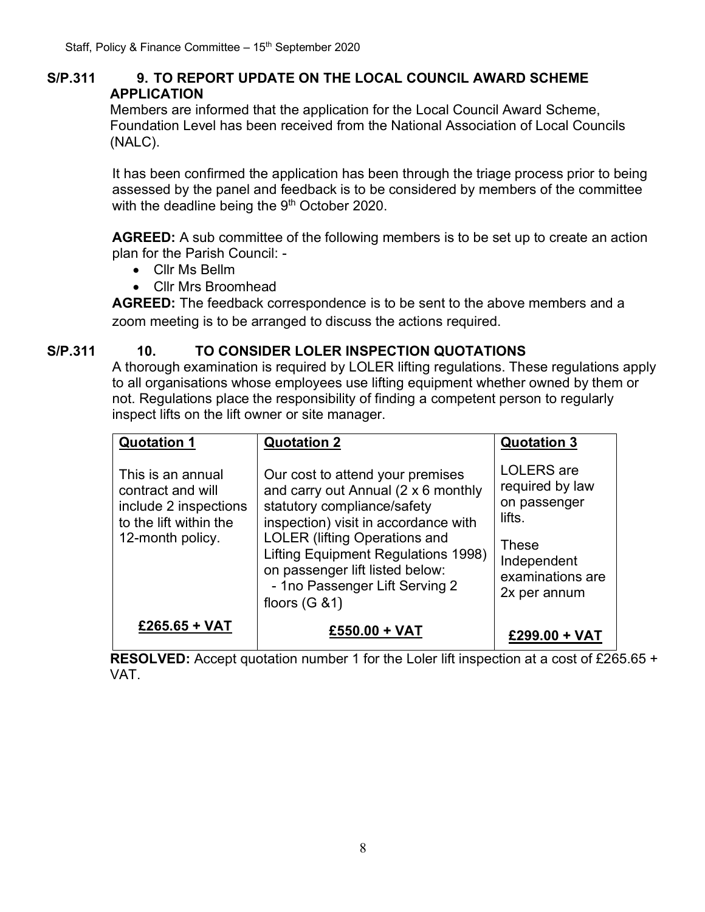**S/P.311 9. TO REPORT UPDATE ON THE LOCAL COUNCIL AWARD SCHEME APPLICATION**

Members are informed that the application for the Local Council Award Scheme, Foundation Level has been received from the National Association of Local Councils (NALC).

It has been confirmed the application has been through the triage process prior to being assessed by the panel and feedback is to be considered by members of the committee with the deadline being the 9th October 2020.

**AGREED:** A sub committee of the following members is to be set up to create an action plan for the Parish Council: -

- Cllr Ms Bellm
- Cllr Mrs Broomhead

**AGREED:** The feedback correspondence is to be sent to the above members and a zoom meeting is to be arranged to discuss the actions required.

**S/P.311 10. TO CONSIDER LOLER INSPECTION QUOTATIONS**

A thorough examination is required by LOLER lifting regulations. These regulations apply to all organisations whose employees use lifting equipment whether owned by them or not. Regulations place the responsibility of finding a competent person to regularly inspect lifts on the lift owner or site manager.

| Quotation 1 | Quotation 2 | Quotation 3 |
|---|---|---|
| This is an annual contract and will include 2 inspections to the lift within the 12-month policy. | Our cost to attend your premises and carry out Annual (2 x 6 monthly statutory compliance/safety inspection) visit in accordance with LOLER (lifting Operations and Lifting Equipment Regulations 1998) on passenger lift listed below: - 1no Passenger Lift Serving 2 floors (G &1) | LOLERS are required by law on passenger lifts. These Independent examinations are 2x per annum |
| **£265.65 + VAT** | **£550.00 + VAT** | **£299.00 + VAT** |

**RESOLVED:** Accept quotation number 1 for the Loler lift inspection at a cost of £265.65 + VAT.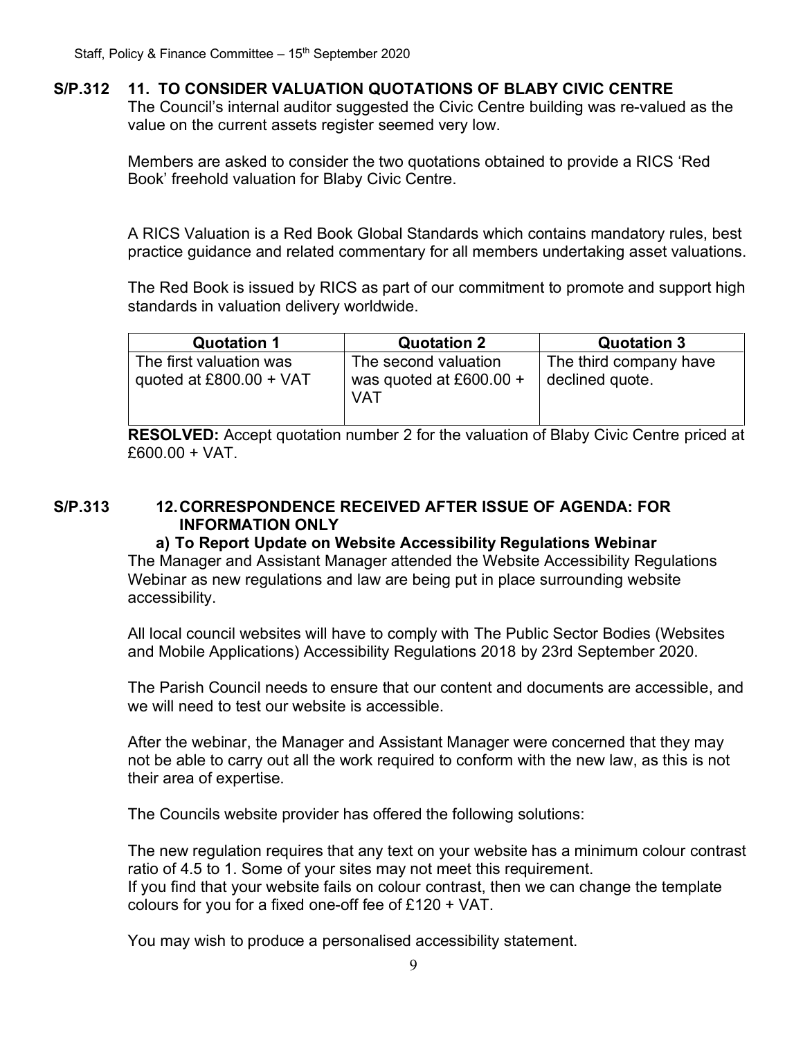**S/P.312 11. TO CONSIDER VALUATION QUOTATIONS OF BLABY CIVIC CENTRE**

The Council's internal auditor suggested the Civic Centre building was re-valued as the value on the current assets register seemed very low.

Members are asked to consider the two quotations obtained to provide a RICS 'Red Book' freehold valuation for Blaby Civic Centre.

A RICS Valuation is a Red Book Global Standards which contains mandatory rules, best practice guidance and related commentary for all members undertaking asset valuations.

The Red Book is issued by RICS as part of our commitment to promote and support high standards in valuation delivery worldwide.

| Quotation 1 | Quotation 2 | Quotation 3 |
|---|---|---|
| The first valuation was quoted at £800.00 + VAT | The second valuation was quoted at £600.00 + VAT | The third company have declined quote. |

**RESOLVED:** Accept quotation number 2 for the valuation of Blaby Civic Centre priced at £600.00 + VAT.

**S/P.313 12. CORRESPONDENCE RECEIVED AFTER ISSUE OF AGENDA: FOR INFORMATION ONLY**

**a) To Report Update on Website Accessibility Regulations Webinar**

The Manager and Assistant Manager attended the Website Accessibility Regulations Webinar as new regulations and law are being put in place surrounding website accessibility.

All local council websites will have to comply with The Public Sector Bodies (Websites and Mobile Applications) Accessibility Regulations 2018 by 23rd September 2020.

The Parish Council needs to ensure that our content and documents are accessible, and we will need to test our website is accessible.

After the webinar, the Manager and Assistant Manager were concerned that they may not be able to carry out all the work required to conform with the new law, as this is not their area of expertise.

The Councils website provider has offered the following solutions:

The new regulation requires that any text on your website has a minimum colour contrast ratio of 4.5 to 1. Some of your sites may not meet this requirement.
If you find that your website fails on colour contrast, then we can change the template colours for you for a fixed one-off fee of £120 + VAT.

You may wish to produce a personalised accessibility statement.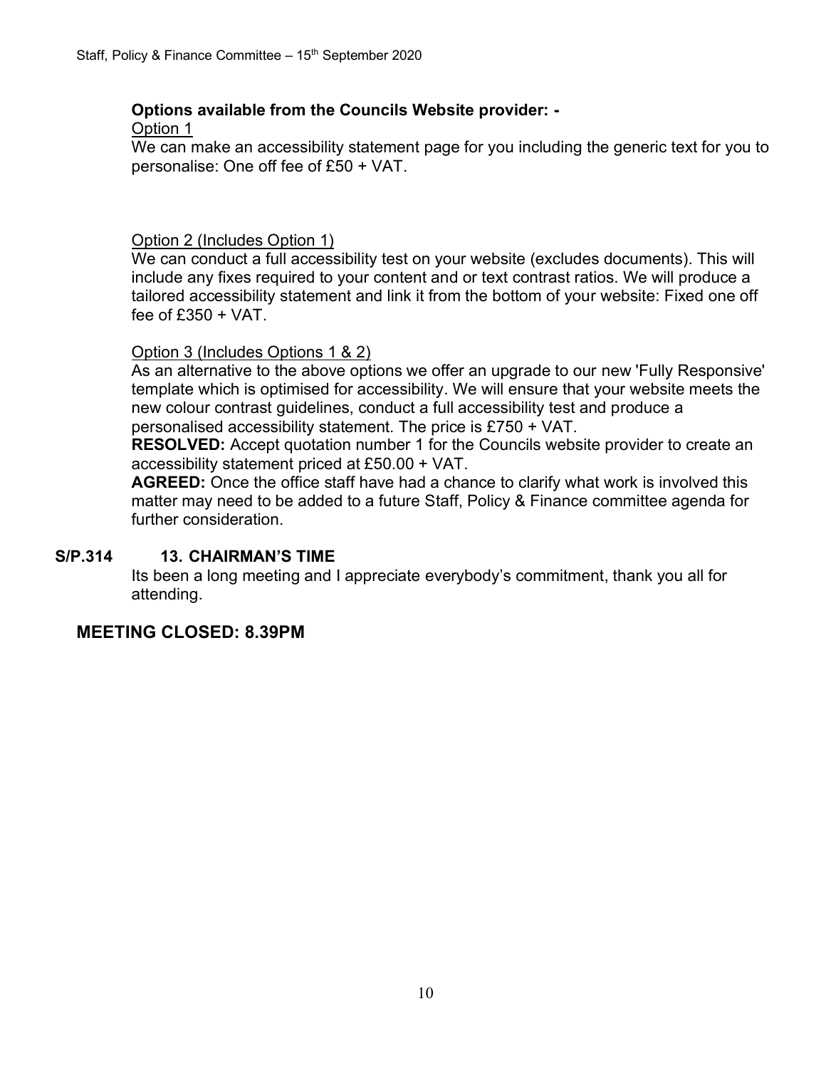**Options available from the Councils Website provider: -**

Option 1

We can make an accessibility statement page for you including the generic text for you to personalise: One off fee of £50 + VAT.

Option 2 (Includes Option 1)

We can conduct a full accessibility test on your website (excludes documents). This will include any fixes required to your content and or text contrast ratios. We will produce a tailored accessibility statement and link it from the bottom of your website: Fixed one off fee of £350 + VAT.

Option 3 (Includes Options 1 & 2)

As an alternative to the above options we offer an upgrade to our new 'Fully Responsive' template which is optimised for accessibility. We will ensure that your website meets the new colour contrast guidelines, conduct a full accessibility test and produce a personalised accessibility statement. The price is £750 + VAT.

**RESOLVED:** Accept quotation number 1 for the Councils website provider to create an accessibility statement priced at £50.00 + VAT.

**AGREED:** Once the office staff have had a chance to clarify what work is involved this matter may need to be added to a future Staff, Policy & Finance committee agenda for further consideration.

**S/P.314 13. CHAIRMAN'S TIME**

Its been a long meeting and I appreciate everybody's commitment, thank you all for attending.

## MEETING CLOSED: 8.39PM